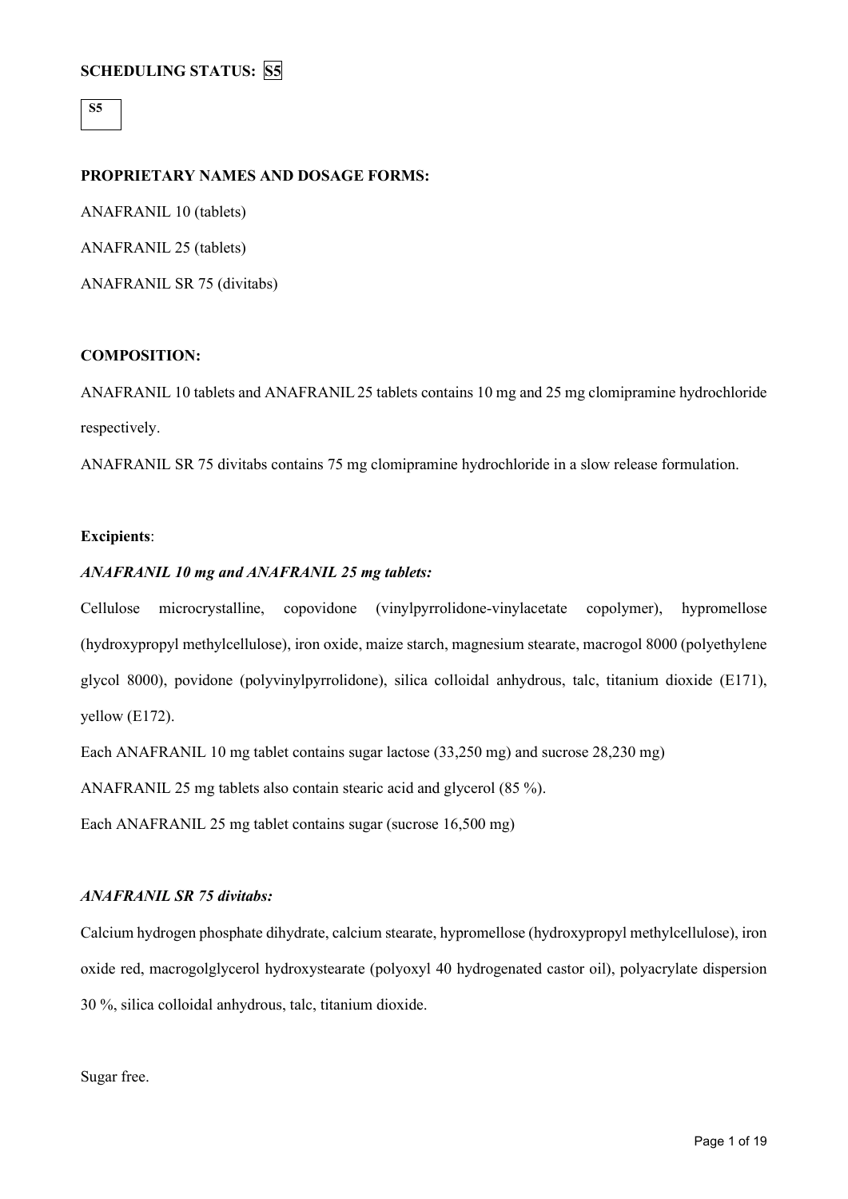**SCHEDULING STATUS: S5**

S5

**PROPRIETARY NAMES AND DOSAGE FORMS:**

ANAFRANIL 10 (tablets)

ANAFRANIL 25 (tablets)

ANAFRANIL SR 75 (divitabs)

**COMPOSITION:**

ANAFRANIL 10 tablets and ANAFRANIL 25 tablets contains 10 mg and 25 mg clomipramine hydrochloride respectively.

ANAFRANIL SR 75 divitabs contains 75 mg clomipramine hydrochloride in a slow release formulation.

**Excipients**:

***ANAFRANIL 10 mg and ANAFRANIL 25 mg tablets:***

Cellulose microcrystalline, copovidone (vinylpyrrolidone-vinylacetate copolymer), hypromellose (hydroxypropyl methylcellulose), iron oxide, maize starch, magnesium stearate, macrogol 8000 (polyethylene glycol 8000), povidone (polyvinylpyrrolidone), silica colloidal anhydrous, talc, titanium dioxide (E171), yellow (E172).

Each ANAFRANIL 10 mg tablet contains sugar lactose (33,250 mg) and sucrose 28,230 mg)

ANAFRANIL 25 mg tablets also contain stearic acid and glycerol (85 %).

Each ANAFRANIL 25 mg tablet contains sugar (sucrose 16,500 mg)

***ANAFRANIL SR 75 divitabs:***

Calcium hydrogen phosphate dihydrate, calcium stearate, hypromellose (hydroxypropyl methylcellulose), iron oxide red, macrogolglycerol hydroxystearate (polyoxyl 40 hydrogenated castor oil), polyacrylate dispersion 30 %, silica colloidal anhydrous, talc, titanium dioxide.

Sugar free.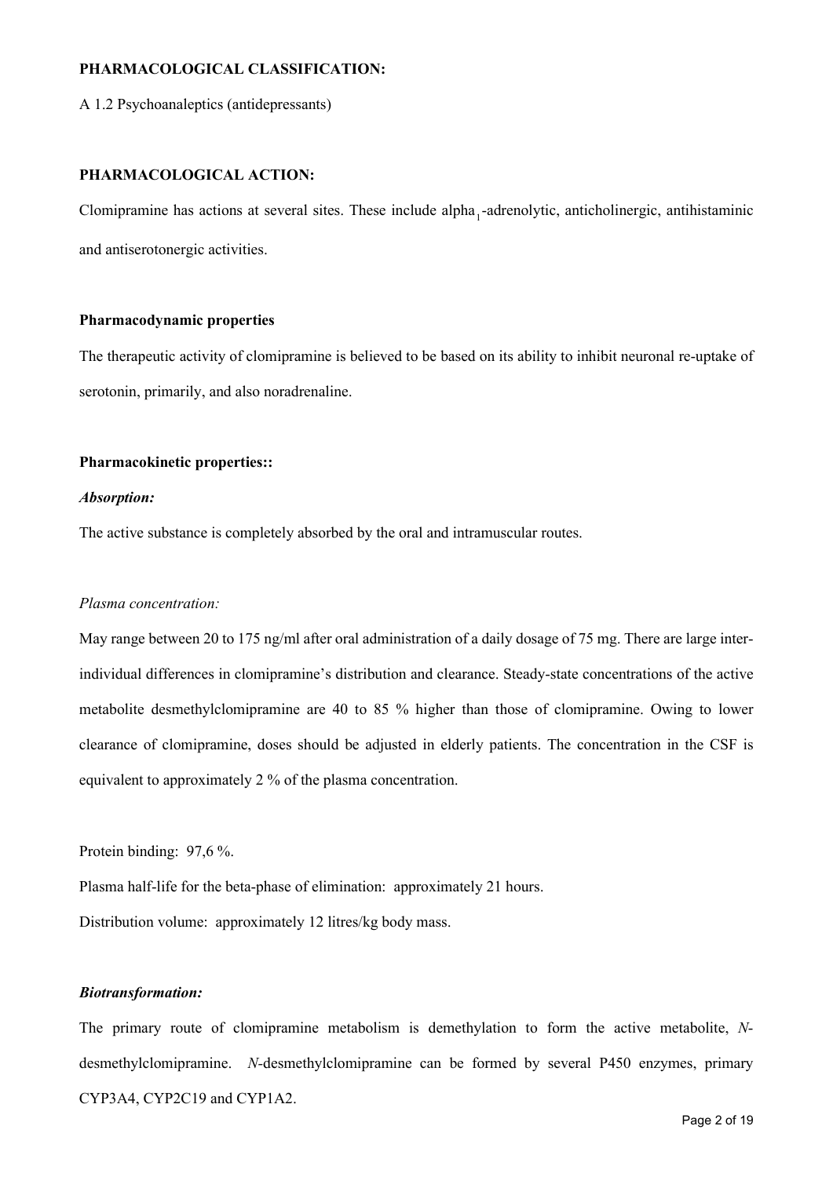**PHARMACOLOGICAL CLASSIFICATION:**

A 1.2 Psychoanaleptics (antidepressants)

**PHARMACOLOGICAL ACTION:**

Clomipramine has actions at several sites. These include $alpha_1$-adrenolytic, anticholinergic, antihistaminic and antiserotonergic activities.

**Pharmacodynamic properties**

The therapeutic activity of clomipramine is believed to be based on its ability to inhibit neuronal re-uptake of serotonin, primarily, and also noradrenaline.

**Pharmacokinetic properties::**

***Absorption:***

The active substance is completely absorbed by the oral and intramuscular routes.

*Plasma concentration:*

May range between 20 to 175 ng/ml after oral administration of a daily dosage of 75 mg. There are large inter-individual differences in clomipramine's distribution and clearance. Steady-state concentrations of the active metabolite desmethylclomipramine are 40 to 85 % higher than those of clomipramine. Owing to lower clearance of clomipramine, doses should be adjusted in elderly patients. The concentration in the CSF is equivalent to approximately 2 % of the plasma concentration.

Protein binding: 97,6 %.

Plasma half-life for the beta-phase of elimination: approximately 21 hours.

Distribution volume: approximately 12 litres/kg body mass.

***Biotransformation:***

The primary route of clomipramine metabolism is demethylation to form the active metabolite, *N*-desmethylclomipramine. *N*-desmethylclomipramine can be formed by several P450 enzymes, primary CYP3A4, CYP2C19 and CYP1A2.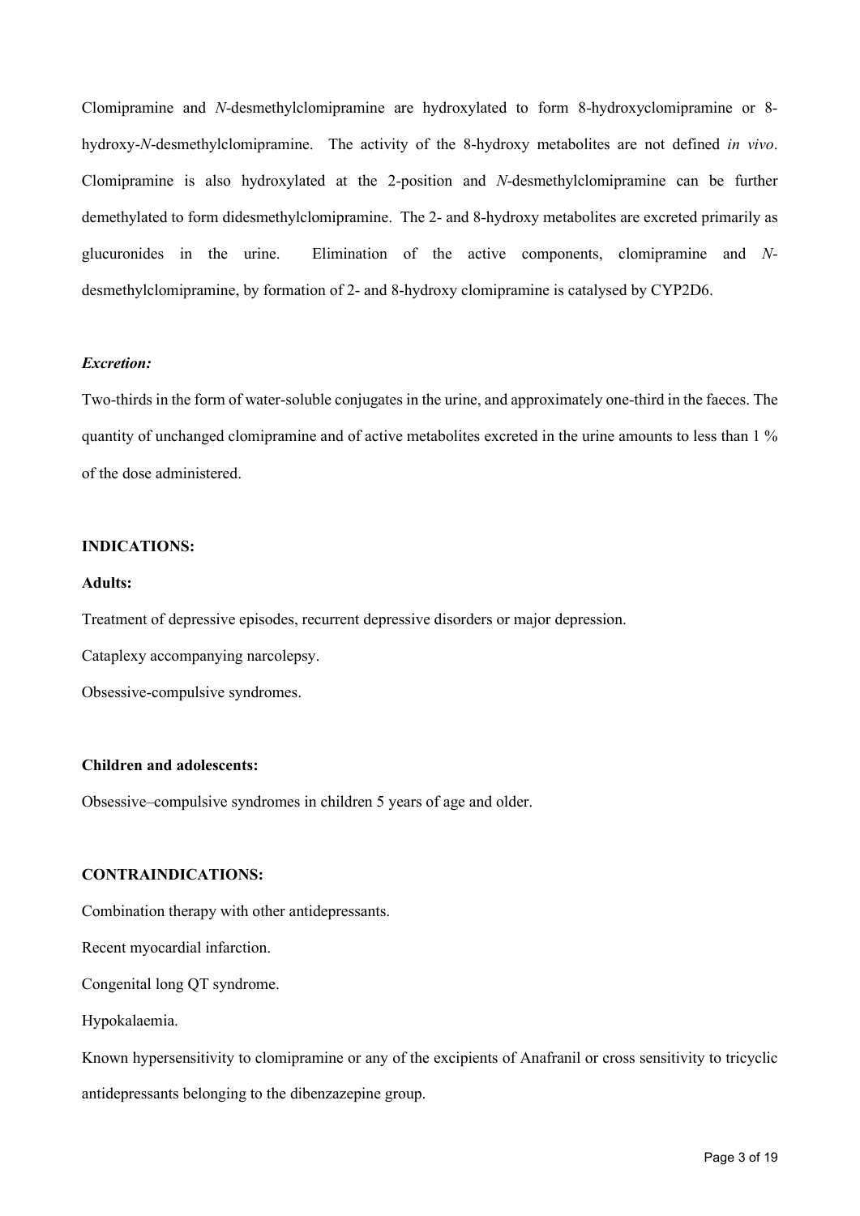Clomipramine and *N*-desmethylclomipramine are hydroxylated to form 8-hydroxyclomipramine or 8-hydroxy-*N*-desmethylclomipramine. The activity of the 8-hydroxy metabolites are not defined *in vivo*. Clomipramine is also hydroxylated at the 2-position and *N*-desmethylclomipramine can be further demethylated to form didesmethylclomipramine. The 2- and 8-hydroxy metabolites are excreted primarily as glucuronides in the urine. Elimination of the active components, clomipramine and *N*-desmethylclomipramine, by formation of 2- and 8-hydroxy clomipramine is catalysed by CYP2D6.

***Excretion:***

Two-thirds in the form of water-soluble conjugates in the urine, and approximately one-third in the faeces. The quantity of unchanged clomipramine and of active metabolites excreted in the urine amounts to less than 1 % of the dose administered.

## INDICATIONS:

**Adults:**

Treatment of depressive episodes, recurrent depressive disorders or major depression.

Cataplexy accompanying narcolepsy.

Obsessive-compulsive syndromes.

**Children and adolescents:**

Obsessive–compulsive syndromes in children 5 years of age and older.

## CONTRAINDICATIONS:

Combination therapy with other antidepressants.

Recent myocardial infarction.

Congenital long QT syndrome.

Hypokalaemia.

Known hypersensitivity to clomipramine or any of the excipients of Anafranil or cross sensitivity to tricyclic antidepressants belonging to the dibenzazepine group.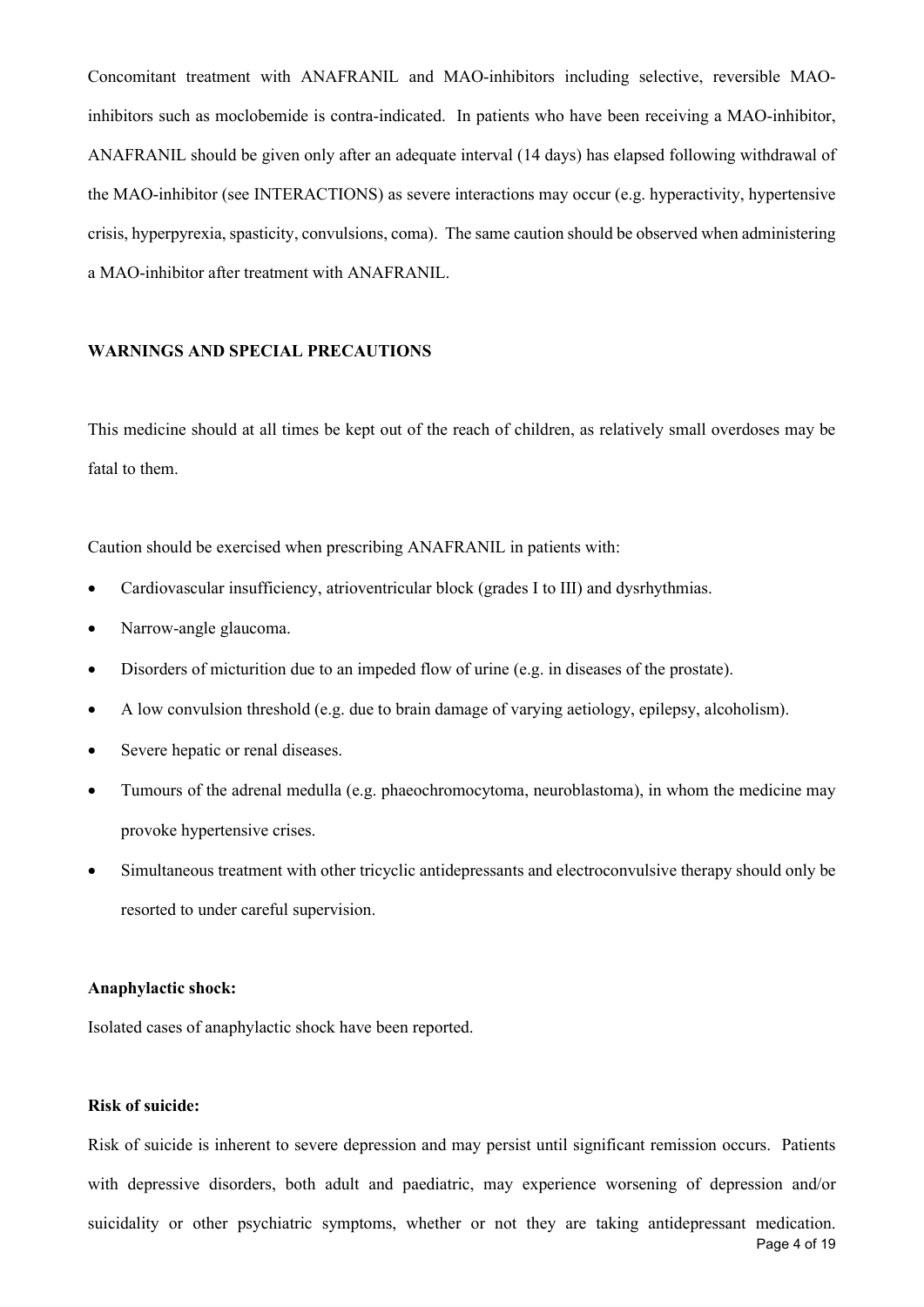Concomitant treatment with ANAFRANIL and MAO-inhibitors including selective, reversible MAO-inhibitors such as moclobemide is contra-indicated. In patients who have been receiving a MAO-inhibitor, ANAFRANIL should be given only after an adequate interval (14 days) has elapsed following withdrawal of the MAO-inhibitor (see INTERACTIONS) as severe interactions may occur (e.g. hyperactivity, hypertensive crisis, hyperpyrexia, spasticity, convulsions, coma). The same caution should be observed when administering a MAO-inhibitor after treatment with ANAFRANIL.

**WARNINGS AND SPECIAL PRECAUTIONS**

This medicine should at all times be kept out of the reach of children, as relatively small overdoses may be fatal to them.

Caution should be exercised when prescribing ANAFRANIL in patients with:

- Cardiovascular insufficiency, atrioventricular block (grades I to III) and dysrhythmias.
- Narrow-angle glaucoma.
- Disorders of micturition due to an impeded flow of urine (e.g. in diseases of the prostate).
- A low convulsion threshold (e.g. due to brain damage of varying aetiology, epilepsy, alcoholism).
- Severe hepatic or renal diseases.
- Tumours of the adrenal medulla (e.g. phaeochromocytoma, neuroblastoma), in whom the medicine may provoke hypertensive crises.
- Simultaneous treatment with other tricyclic antidepressants and electroconvulsive therapy should only be resorted to under careful supervision.

**Anaphylactic shock:**

Isolated cases of anaphylactic shock have been reported.

**Risk of suicide:**

Risk of suicide is inherent to severe depression and may persist until significant remission occurs. Patients with depressive disorders, both adult and paediatric, may experience worsening of depression and/or suicidality or other psychiatric symptoms, whether or not they are taking antidepressant medication.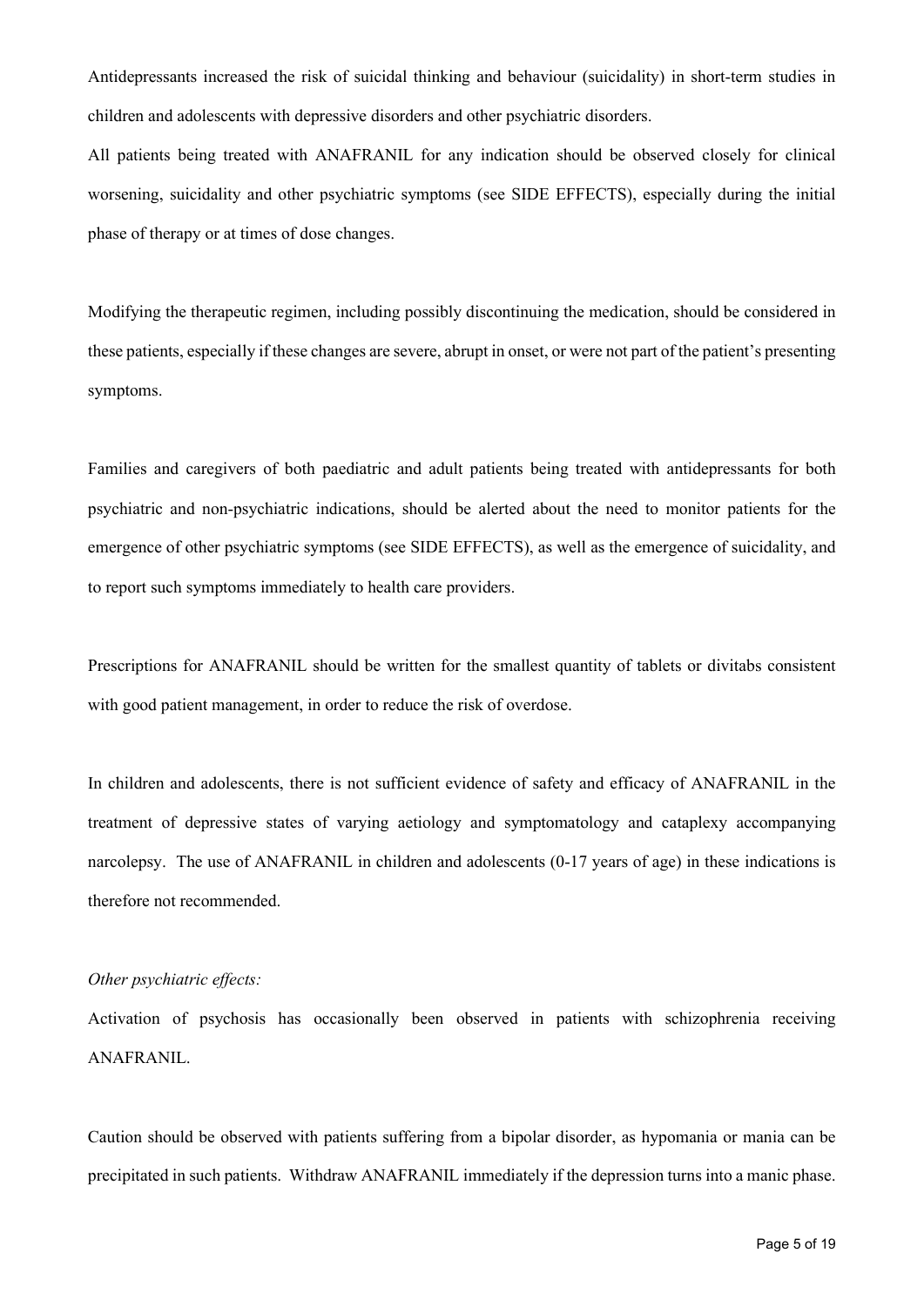Antidepressants increased the risk of suicidal thinking and behaviour (suicidality) in short-term studies in children and adolescents with depressive disorders and other psychiatric disorders.

All patients being treated with ANAFRANIL for any indication should be observed closely for clinical worsening, suicidality and other psychiatric symptoms (see SIDE EFFECTS), especially during the initial phase of therapy or at times of dose changes.

Modifying the therapeutic regimen, including possibly discontinuing the medication, should be considered in these patients, especially if these changes are severe, abrupt in onset, or were not part of the patient's presenting symptoms.

Families and caregivers of both paediatric and adult patients being treated with antidepressants for both psychiatric and non-psychiatric indications, should be alerted about the need to monitor patients for the emergence of other psychiatric symptoms (see SIDE EFFECTS), as well as the emergence of suicidality, and to report such symptoms immediately to health care providers.

Prescriptions for ANAFRANIL should be written for the smallest quantity of tablets or divitabs consistent with good patient management, in order to reduce the risk of overdose.

In children and adolescents, there is not sufficient evidence of safety and efficacy of ANAFRANIL in the treatment of depressive states of varying aetiology and symptomatology and cataplexy accompanying narcolepsy. The use of ANAFRANIL in children and adolescents (0-17 years of age) in these indications is therefore not recommended.

*Other psychiatric effects:*

Activation of psychosis has occasionally been observed in patients with schizophrenia receiving ANAFRANIL.

Caution should be observed with patients suffering from a bipolar disorder, as hypomania or mania can be precipitated in such patients. Withdraw ANAFRANIL immediately if the depression turns into a manic phase.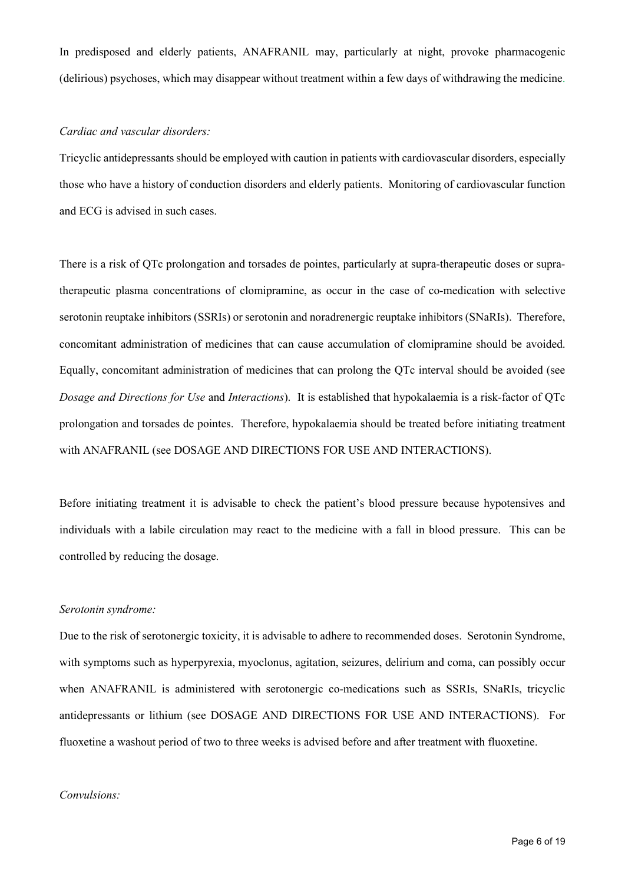In predisposed and elderly patients, ANAFRANIL may, particularly at night, provoke pharmacogenic (delirious) psychoses, which may disappear without treatment within a few days of withdrawing the medicine.

*Cardiac and vascular disorders:*

Tricyclic antidepressants should be employed with caution in patients with cardiovascular disorders, especially those who have a history of conduction disorders and elderly patients. Monitoring of cardiovascular function and ECG is advised in such cases.

There is a risk of QTc prolongation and torsades de pointes, particularly at supra-therapeutic doses or supra-therapeutic plasma concentrations of clomipramine, as occur in the case of co-medication with selective serotonin reuptake inhibitors (SSRIs) or serotonin and noradrenergic reuptake inhibitors (SNaRIs). Therefore, concomitant administration of medicines that can cause accumulation of clomipramine should be avoided. Equally, concomitant administration of medicines that can prolong the QTc interval should be avoided (see *Dosage and Directions for Use* and *Interactions*). It is established that hypokalaemia is a risk-factor of QTc prolongation and torsades de pointes. Therefore, hypokalaemia should be treated before initiating treatment with ANAFRANIL (see DOSAGE AND DIRECTIONS FOR USE AND INTERACTIONS).

Before initiating treatment it is advisable to check the patient's blood pressure because hypotensives and individuals with a labile circulation may react to the medicine with a fall in blood pressure. This can be controlled by reducing the dosage.

*Serotonin syndrome:*

Due to the risk of serotonergic toxicity, it is advisable to adhere to recommended doses. Serotonin Syndrome, with symptoms such as hyperpyrexia, myoclonus, agitation, seizures, delirium and coma, can possibly occur when ANAFRANIL is administered with serotonergic co-medications such as SSRIs, SNaRIs, tricyclic antidepressants or lithium (see DOSAGE AND DIRECTIONS FOR USE AND INTERACTIONS). For fluoxetine a washout period of two to three weeks is advised before and after treatment with fluoxetine.

*Convulsions:*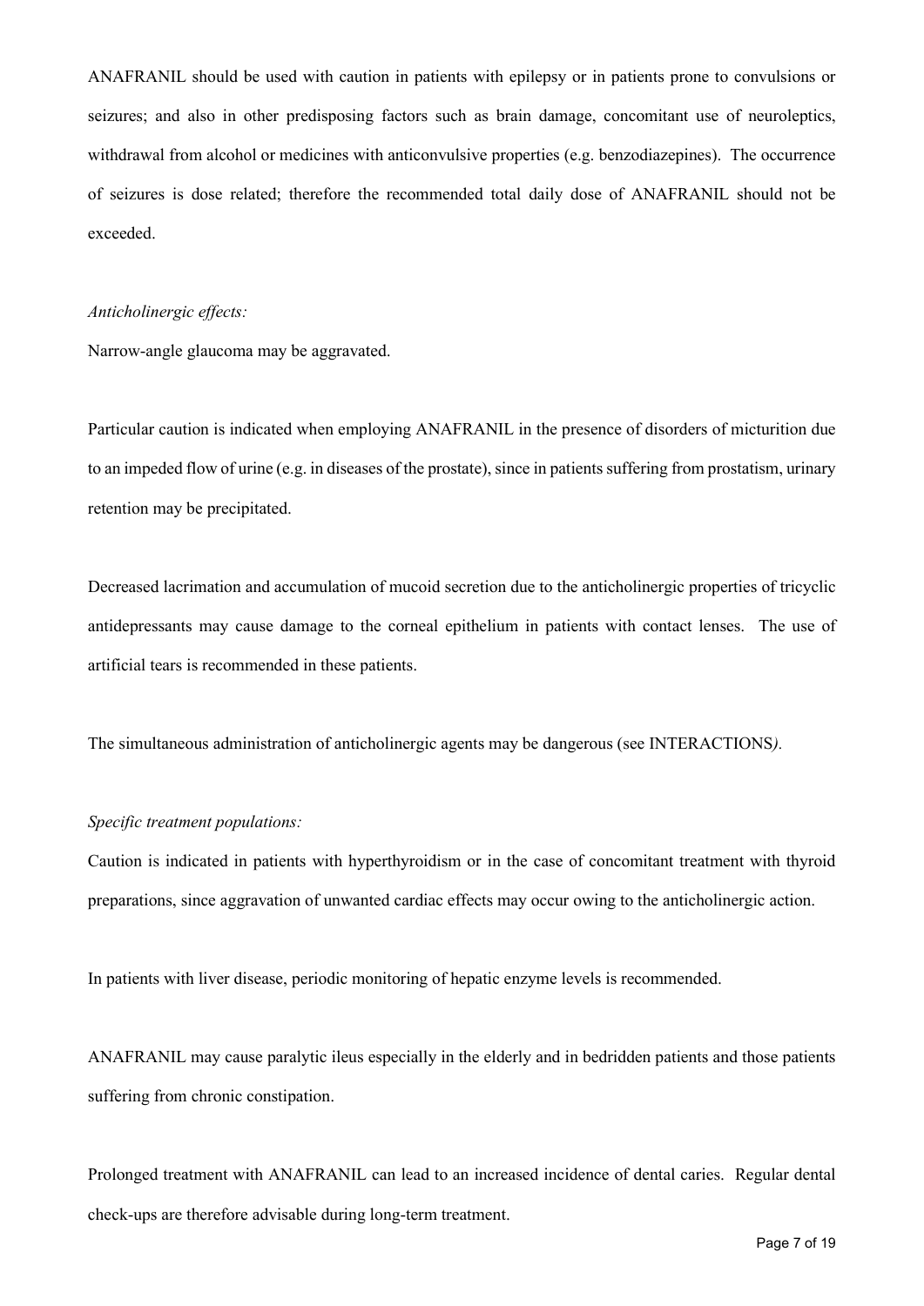ANAFRANIL should be used with caution in patients with epilepsy or in patients prone to convulsions or seizures; and also in other predisposing factors such as brain damage, concomitant use of neuroleptics, withdrawal from alcohol or medicines with anticonvulsive properties (e.g. benzodiazepines). The occurrence of seizures is dose related; therefore the recommended total daily dose of ANAFRANIL should not be exceeded.

*Anticholinergic effects:*

Narrow-angle glaucoma may be aggravated.

Particular caution is indicated when employing ANAFRANIL in the presence of disorders of micturition due to an impeded flow of urine (e.g. in diseases of the prostate), since in patients suffering from prostatism, urinary retention may be precipitated.

Decreased lacrimation and accumulation of mucoid secretion due to the anticholinergic properties of tricyclic antidepressants may cause damage to the corneal epithelium in patients with contact lenses. The use of artificial tears is recommended in these patients.

The simultaneous administration of anticholinergic agents may be dangerous (see INTERACTIONS*).*

*Specific treatment populations:*

Caution is indicated in patients with hyperthyroidism or in the case of concomitant treatment with thyroid preparations, since aggravation of unwanted cardiac effects may occur owing to the anticholinergic action.

In patients with liver disease, periodic monitoring of hepatic enzyme levels is recommended.

ANAFRANIL may cause paralytic ileus especially in the elderly and in bedridden patients and those patients suffering from chronic constipation.

Prolonged treatment with ANAFRANIL can lead to an increased incidence of dental caries. Regular dental check-ups are therefore advisable during long-term treatment.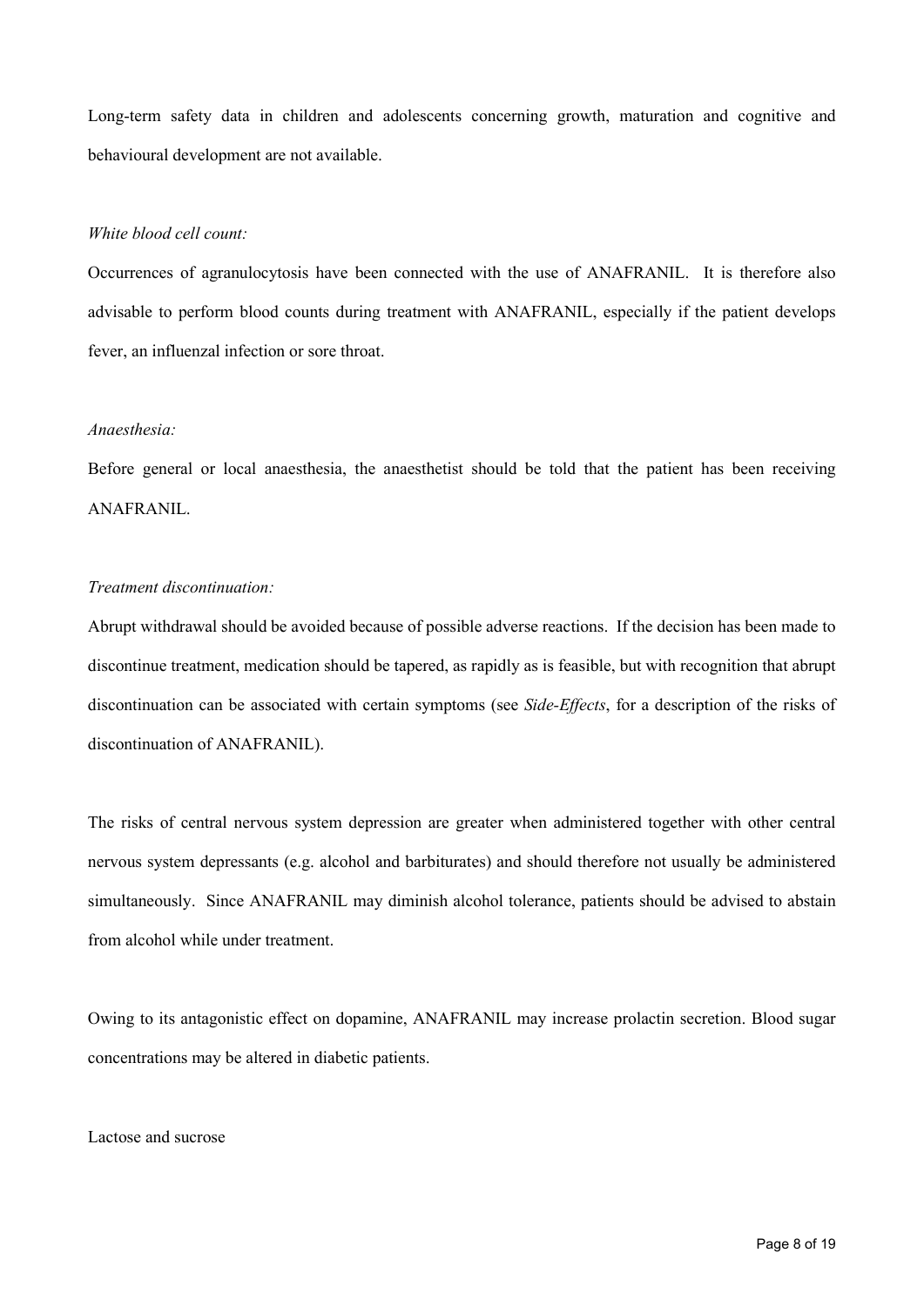Long-term safety data in children and adolescents concerning growth, maturation and cognitive and behavioural development are not available.

*White blood cell count:*

Occurrences of agranulocytosis have been connected with the use of ANAFRANIL. It is therefore also advisable to perform blood counts during treatment with ANAFRANIL, especially if the patient develops fever, an influenzal infection or sore throat.

*Anaesthesia:*

Before general or local anaesthesia, the anaesthetist should be told that the patient has been receiving ANAFRANIL.

*Treatment discontinuation:*

Abrupt withdrawal should be avoided because of possible adverse reactions. If the decision has been made to discontinue treatment, medication should be tapered, as rapidly as is feasible, but with recognition that abrupt discontinuation can be associated with certain symptoms (see *Side-Effects*, for a description of the risks of discontinuation of ANAFRANIL).

The risks of central nervous system depression are greater when administered together with other central nervous system depressants (e.g. alcohol and barbiturates) and should therefore not usually be administered simultaneously. Since ANAFRANIL may diminish alcohol tolerance, patients should be advised to abstain from alcohol while under treatment.

Owing to its antagonistic effect on dopamine, ANAFRANIL may increase prolactin secretion. Blood sugar concentrations may be altered in diabetic patients.

Lactose and sucrose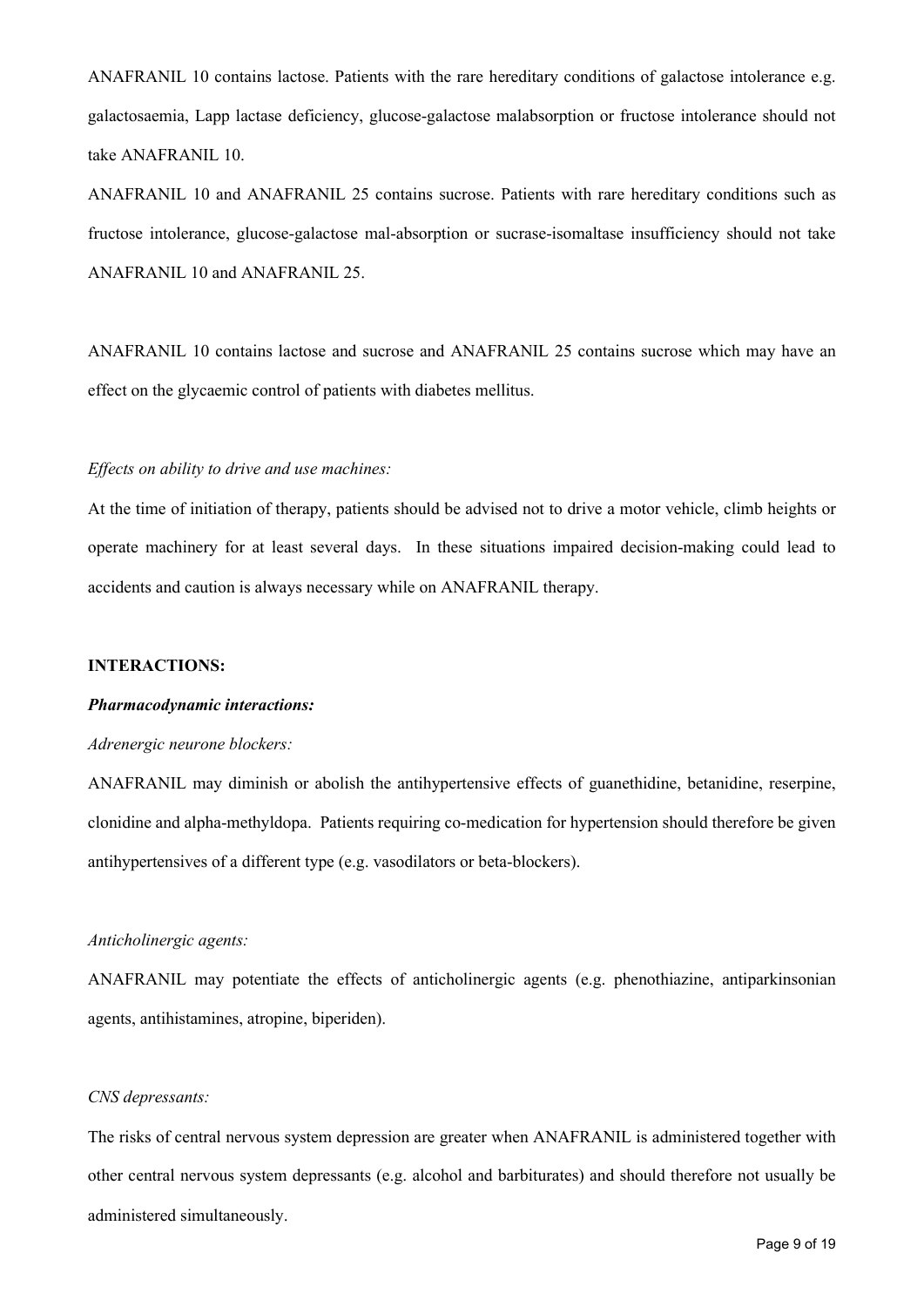ANAFRANIL 10 contains lactose. Patients with the rare hereditary conditions of galactose intolerance e.g. galactosaemia, Lapp lactase deficiency, glucose-galactose malabsorption or fructose intolerance should not take ANAFRANIL 10.

ANAFRANIL 10 and ANAFRANIL 25 contains sucrose. Patients with rare hereditary conditions such as fructose intolerance, glucose-galactose mal-absorption or sucrase-isomaltase insufficiency should not take ANAFRANIL 10 and ANAFRANIL 25.

ANAFRANIL 10 contains lactose and sucrose and ANAFRANIL 25 contains sucrose which may have an effect on the glycaemic control of patients with diabetes mellitus.

*Effects on ability to drive and use machines:*

At the time of initiation of therapy, patients should be advised not to drive a motor vehicle, climb heights or operate machinery for at least several days. In these situations impaired decision-making could lead to accidents and caution is always necessary while on ANAFRANIL therapy.

**INTERACTIONS:**

***Pharmacodynamic interactions:***

*Adrenergic neurone blockers:*

ANAFRANIL may diminish or abolish the antihypertensive effects of guanethidine, betanidine, reserpine, clonidine and alpha-methyldopa. Patients requiring co-medication for hypertension should therefore be given antihypertensives of a different type (e.g. vasodilators or beta-blockers).

*Anticholinergic agents:*

ANAFRANIL may potentiate the effects of anticholinergic agents (e.g. phenothiazine, antiparkinsonian agents, antihistamines, atropine, biperiden).

*CNS depressants:*

The risks of central nervous system depression are greater when ANAFRANIL is administered together with other central nervous system depressants (e.g. alcohol and barbiturates) and should therefore not usually be administered simultaneously.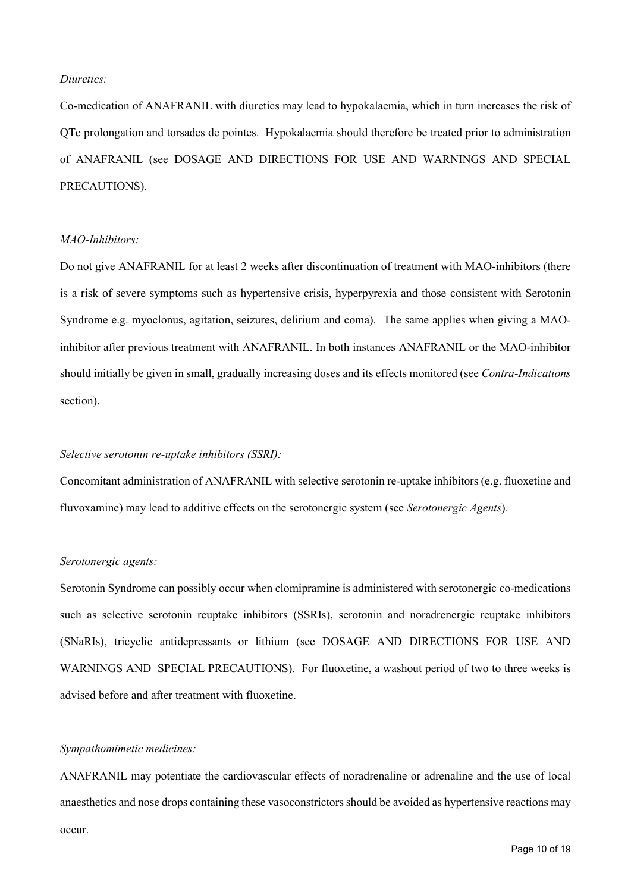*Diuretics:*

Co-medication of ANAFRANIL with diuretics may lead to hypokalaemia, which in turn increases the risk of QTc prolongation and torsades de pointes. Hypokalaemia should therefore be treated prior to administration of ANAFRANIL (see DOSAGE AND DIRECTIONS FOR USE AND WARNINGS AND SPECIAL PRECAUTIONS).

*MAO-Inhibitors:*

Do not give ANAFRANIL for at least 2 weeks after discontinuation of treatment with MAO-inhibitors (there is a risk of severe symptoms such as hypertensive crisis, hyperpyrexia and those consistent with Serotonin Syndrome e.g. myoclonus, agitation, seizures, delirium and coma). The same applies when giving a MAO-inhibitor after previous treatment with ANAFRANIL. In both instances ANAFRANIL or the MAO-inhibitor should initially be given in small, gradually increasing doses and its effects monitored (see *Contra-Indications* section).

*Selective serotonin re-uptake inhibitors (SSRI):*

Concomitant administration of ANAFRANIL with selective serotonin re-uptake inhibitors (e.g. fluoxetine and fluvoxamine) may lead to additive effects on the serotonergic system (see *Serotonergic Agents*).

*Serotonergic agents:*

Serotonin Syndrome can possibly occur when clomipramine is administered with serotonergic co-medications such as selective serotonin reuptake inhibitors (SSRIs), serotonin and noradrenergic reuptake inhibitors (SNaRIs), tricyclic antidepressants or lithium (see DOSAGE AND DIRECTIONS FOR USE AND WARNINGS AND SPECIAL PRECAUTIONS). For fluoxetine, a washout period of two to three weeks is advised before and after treatment with fluoxetine.

*Sympathomimetic medicines:*

ANAFRANIL may potentiate the cardiovascular effects of noradrenaline or adrenaline and the use of local anaesthetics and nose drops containing these vasoconstrictors should be avoided as hypertensive reactions may occur.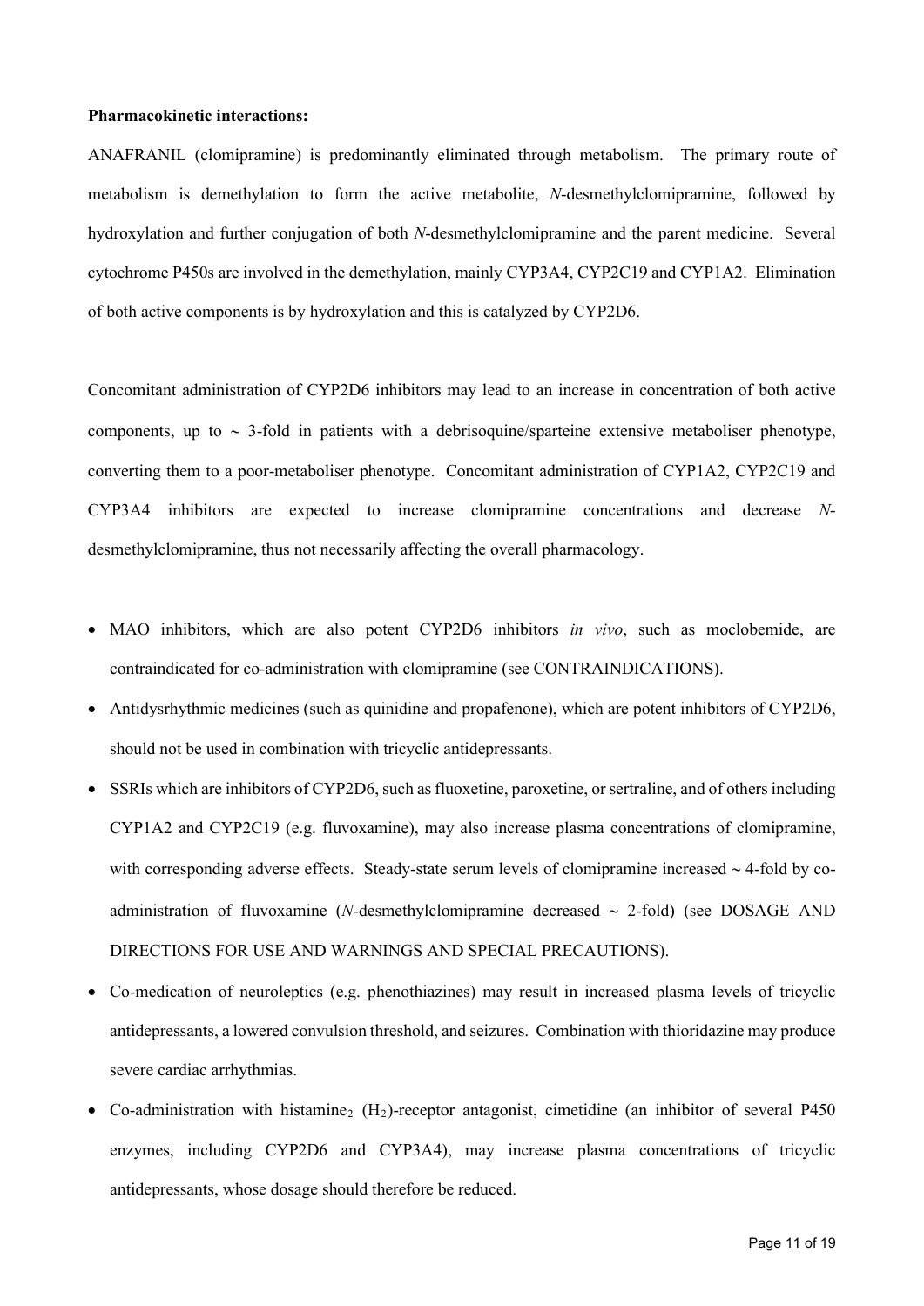**Pharmacokinetic interactions:**

ANAFRANIL (clomipramine) is predominantly eliminated through metabolism. The primary route of metabolism is demethylation to form the active metabolite, *N*-desmethylclomipramine, followed by hydroxylation and further conjugation of both *N*-desmethylclomipramine and the parent medicine. Several cytochrome P450s are involved in the demethylation, mainly CYP3A4, CYP2C19 and CYP1A2. Elimination of both active components is by hydroxylation and this is catalyzed by CYP2D6.

Concomitant administration of CYP2D6 inhibitors may lead to an increase in concentration of both active components, up to ~ 3-fold in patients with a debrisoquine/sparteine extensive metaboliser phenotype, converting them to a poor-metaboliser phenotype. Concomitant administration of CYP1A2, CYP2C19 and CYP3A4 inhibitors are expected to increase clomipramine concentrations and decrease *N*-desmethylclomipramine, thus not necessarily affecting the overall pharmacology.

- MAO inhibitors, which are also potent CYP2D6 inhibitors *in vivo*, such as moclobemide, are contraindicated for co-administration with clomipramine (see CONTRAINDICATIONS).
- Antidysrhythmic medicines (such as quinidine and propafenone), which are potent inhibitors of CYP2D6, should not be used in combination with tricyclic antidepressants.
- SSRIs which are inhibitors of CYP2D6, such as fluoxetine, paroxetine, or sertraline, and of others including CYP1A2 and CYP2C19 (e.g. fluvoxamine), may also increase plasma concentrations of clomipramine, with corresponding adverse effects. Steady-state serum levels of clomipramine increased ~ 4-fold by co-administration of fluvoxamine (*N*-desmethylclomipramine decreased ~ 2-fold) (see DOSAGE AND DIRECTIONS FOR USE AND WARNINGS AND SPECIAL PRECAUTIONS).
- Co-medication of neuroleptics (e.g. phenothiazines) may result in increased plasma levels of tricyclic antidepressants, a lowered convulsion threshold, and seizures. Combination with thioridazine may produce severe cardiac arrhythmias.
- Co-administration with histamine$_2$ ($H_2$)-receptor antagonist, cimetidine (an inhibitor of several P450 enzymes, including CYP2D6 and CYP3A4), may increase plasma concentrations of tricyclic antidepressants, whose dosage should therefore be reduced.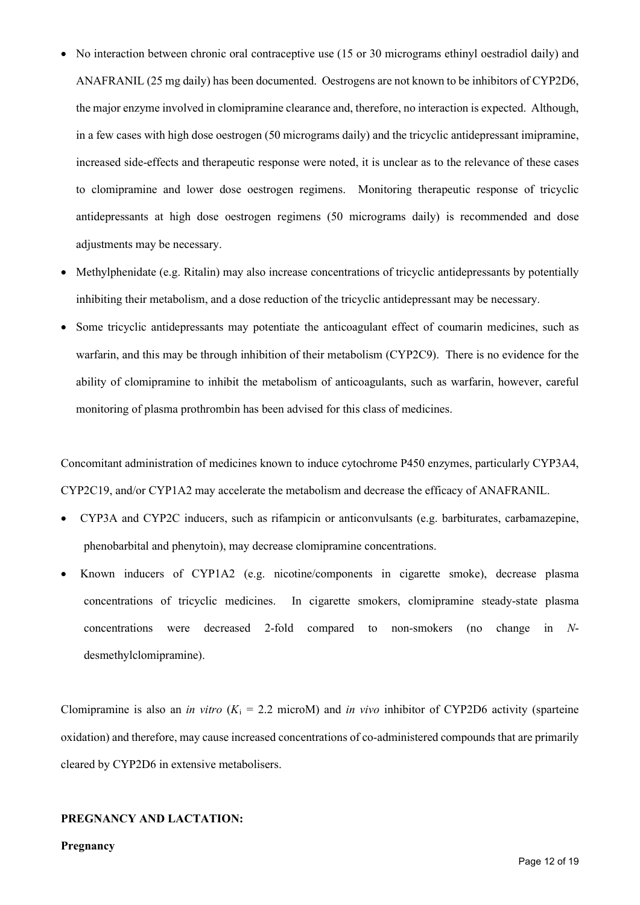- No interaction between chronic oral contraceptive use (15 or 30 micrograms ethinyl oestradiol daily) and ANAFRANIL (25 mg daily) has been documented. Oestrogens are not known to be inhibitors of CYP2D6, the major enzyme involved in clomipramine clearance and, therefore, no interaction is expected. Although, in a few cases with high dose oestrogen (50 micrograms daily) and the tricyclic antidepressant imipramine, increased side-effects and therapeutic response were noted, it is unclear as to the relevance of these cases to clomipramine and lower dose oestrogen regimens. Monitoring therapeutic response of tricyclic antidepressants at high dose oestrogen regimens (50 micrograms daily) is recommended and dose adjustments may be necessary.
- Methylphenidate (e.g. Ritalin) may also increase concentrations of tricyclic antidepressants by potentially inhibiting their metabolism, and a dose reduction of the tricyclic antidepressant may be necessary.
- Some tricyclic antidepressants may potentiate the anticoagulant effect of coumarin medicines, such as warfarin, and this may be through inhibition of their metabolism (CYP2C9). There is no evidence for the ability of clomipramine to inhibit the metabolism of anticoagulants, such as warfarin, however, careful monitoring of plasma prothrombin has been advised for this class of medicines.

Concomitant administration of medicines known to induce cytochrome P450 enzymes, particularly CYP3A4, CYP2C19, and/or CYP1A2 may accelerate the metabolism and decrease the efficacy of ANAFRANIL.

- CYP3A and CYP2C inducers, such as rifampicin or anticonvulsants (e.g. barbiturates, carbamazepine, phenobarbital and phenytoin), may decrease clomipramine concentrations.
- Known inducers of CYP1A2 (e.g. nicotine/components in cigarette smoke), decrease plasma concentrations of tricyclic medicines. In cigarette smokers, clomipramine steady-state plasma concentrations were decreased 2-fold compared to non-smokers (no change in *N*-desmethylclomipramine).

Clomipramine is also an *in vitro* ($K_i$ = 2.2 microM) and *in vivo* inhibitor of CYP2D6 activity (sparteine oxidation) and therefore, may cause increased concentrations of co-administered compounds that are primarily cleared by CYP2D6 in extensive metabolisers.

## PREGNANCY AND LACTATION:

### Pregnancy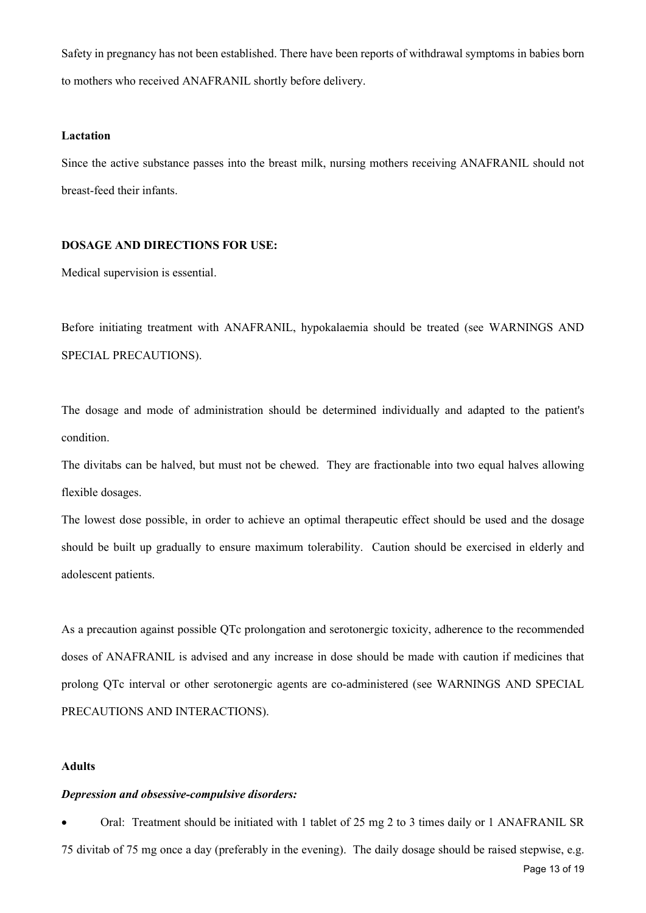Safety in pregnancy has not been established. There have been reports of withdrawal symptoms in babies born to mothers who received ANAFRANIL shortly before delivery.

**Lactation**

Since the active substance passes into the breast milk, nursing mothers receiving ANAFRANIL should not breast-feed their infants.

**DOSAGE AND DIRECTIONS FOR USE:**

Medical supervision is essential.

Before initiating treatment with ANAFRANIL, hypokalaemia should be treated (see WARNINGS AND SPECIAL PRECAUTIONS).

The dosage and mode of administration should be determined individually and adapted to the patient's condition.

The divitabs can be halved, but must not be chewed. They are fractionable into two equal halves allowing flexible dosages.

The lowest dose possible, in order to achieve an optimal therapeutic effect should be used and the dosage should be built up gradually to ensure maximum tolerability. Caution should be exercised in elderly and adolescent patients.

As a precaution against possible QTc prolongation and serotonergic toxicity, adherence to the recommended doses of ANAFRANIL is advised and any increase in dose should be made with caution if medicines that prolong QTc interval or other serotonergic agents are co-administered (see WARNINGS AND SPECIAL PRECAUTIONS AND INTERACTIONS).

**Adults**

***Depression and obsessive-compulsive disorders:***

- Oral: Treatment should be initiated with 1 tablet of 25 mg 2 to 3 times daily or 1 ANAFRANIL SR 75 divitab of 75 mg once a day (preferably in the evening). The daily dosage should be raised stepwise, e.g.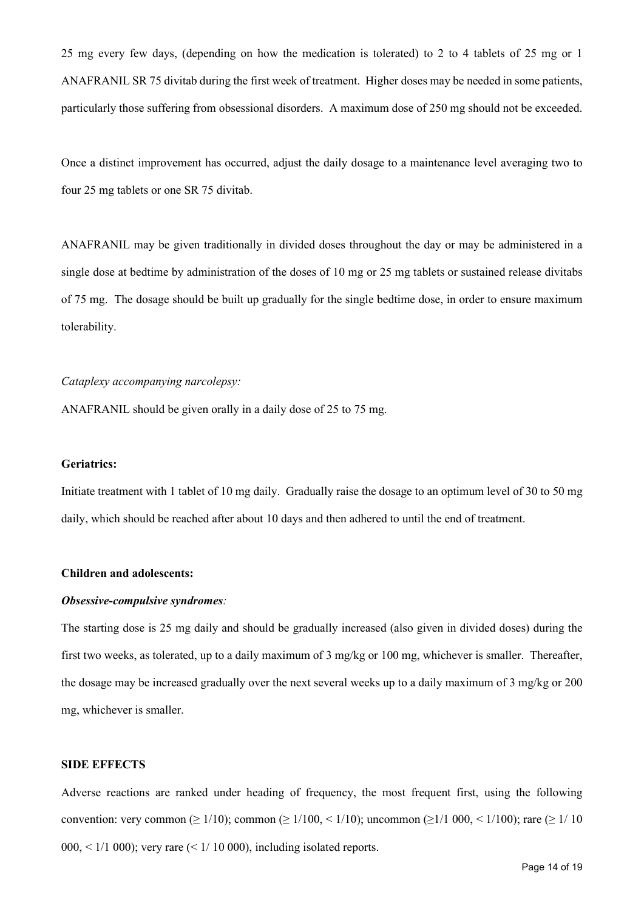25 mg every few days, (depending on how the medication is tolerated) to 2 to 4 tablets of 25 mg or 1 ANAFRANIL SR 75 divitab during the first week of treatment. Higher doses may be needed in some patients, particularly those suffering from obsessional disorders. A maximum dose of 250 mg should not be exceeded.

Once a distinct improvement has occurred, adjust the daily dosage to a maintenance level averaging two to four 25 mg tablets or one SR 75 divitab.

ANAFRANIL may be given traditionally in divided doses throughout the day or may be administered in a single dose at bedtime by administration of the doses of 10 mg or 25 mg tablets or sustained release divitabs of 75 mg. The dosage should be built up gradually for the single bedtime dose, in order to ensure maximum tolerability.

*Cataplexy accompanying narcolepsy:*

ANAFRANIL should be given orally in a daily dose of 25 to 75 mg.

**Geriatrics:**

Initiate treatment with 1 tablet of 10 mg daily. Gradually raise the dosage to an optimum level of 30 to 50 mg daily, which should be reached after about 10 days and then adhered to until the end of treatment.

**Children and adolescents:**

***Obsessive-compulsive syndromes****:*

The starting dose is 25 mg daily and should be gradually increased (also given in divided doses) during the first two weeks, as tolerated, up to a daily maximum of 3 mg/kg or 100 mg, whichever is smaller. Thereafter, the dosage may be increased gradually over the next several weeks up to a daily maximum of 3 mg/kg or 200 mg, whichever is smaller.

**SIDE EFFECTS**

Adverse reactions are ranked under heading of frequency, the most frequent first, using the following convention: very common ($\geq$ 1/10); common ($\geq$ 1/100, < 1/10); uncommon ($\geq$1/1 000, < 1/100); rare ($\geq$ 1/ 10 000, < 1/1 000); very rare (< 1/ 10 000), including isolated reports.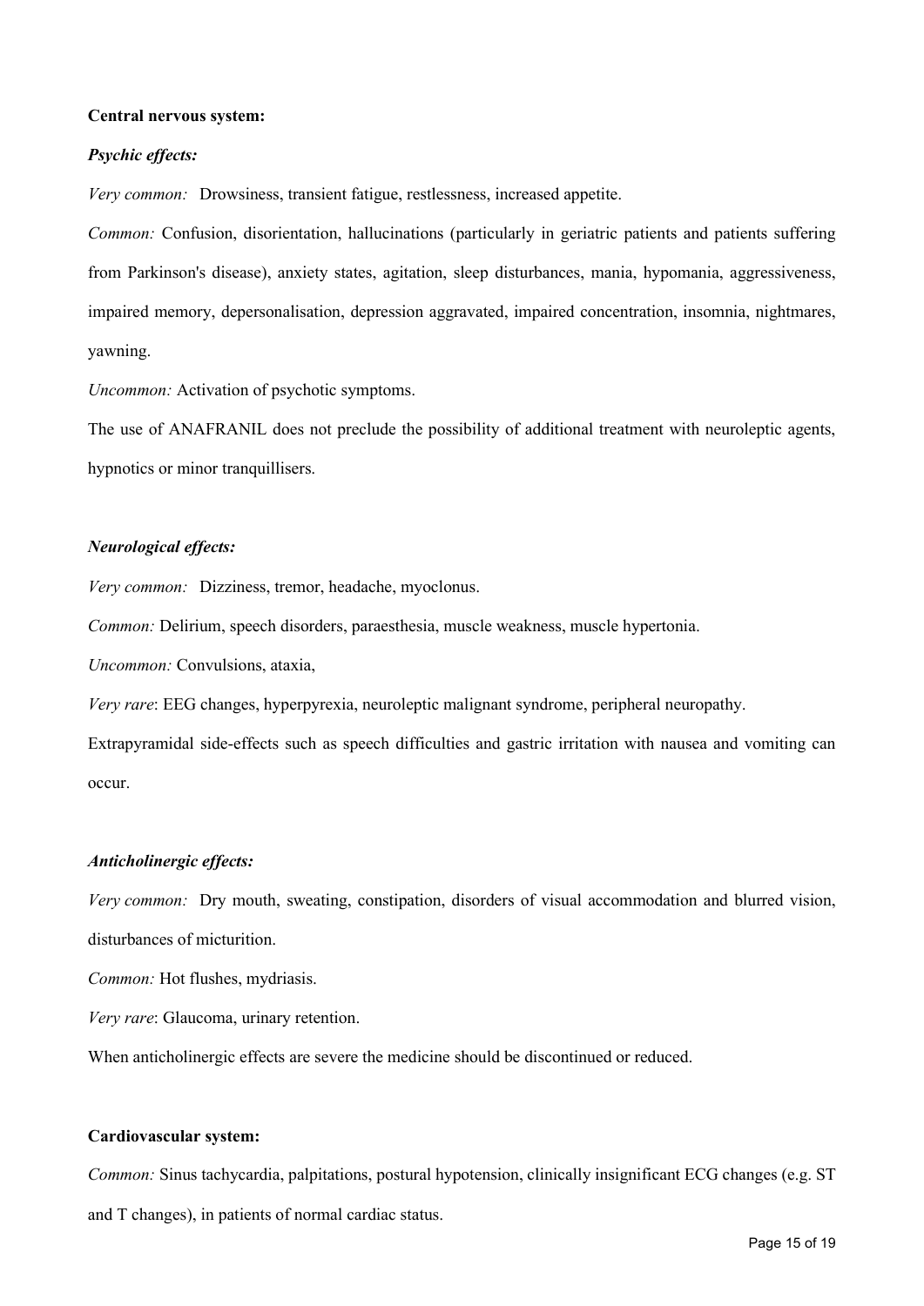**Central nervous system:**

***Psychic effects:***

*Very common:* Drowsiness, transient fatigue, restlessness, increased appetite.

*Common:* Confusion, disorientation, hallucinations (particularly in geriatric patients and patients suffering from Parkinson's disease), anxiety states, agitation, sleep disturbances, mania, hypomania, aggressiveness, impaired memory, depersonalisation, depression aggravated, impaired concentration, insomnia, nightmares, yawning.

*Uncommon:* Activation of psychotic symptoms.

The use of ANAFRANIL does not preclude the possibility of additional treatment with neuroleptic agents, hypnotics or minor tranquillisers.

***Neurological effects:***

*Very common:* Dizziness, tremor, headache, myoclonus.

*Common:* Delirium, speech disorders, paraesthesia, muscle weakness, muscle hypertonia.

*Uncommon:* Convulsions, ataxia,

*Very rare*: EEG changes, hyperpyrexia, neuroleptic malignant syndrome, peripheral neuropathy.

Extrapyramidal side-effects such as speech difficulties and gastric irritation with nausea and vomiting can occur.

***Anticholinergic effects:***

*Very common:* Dry mouth, sweating, constipation, disorders of visual accommodation and blurred vision, disturbances of micturition.

*Common:* Hot flushes, mydriasis.

*Very rare*: Glaucoma, urinary retention.

When anticholinergic effects are severe the medicine should be discontinued or reduced.

**Cardiovascular system:**

*Common:* Sinus tachycardia, palpitations, postural hypotension, clinically insignificant ECG changes (e.g. ST and T changes), in patients of normal cardiac status.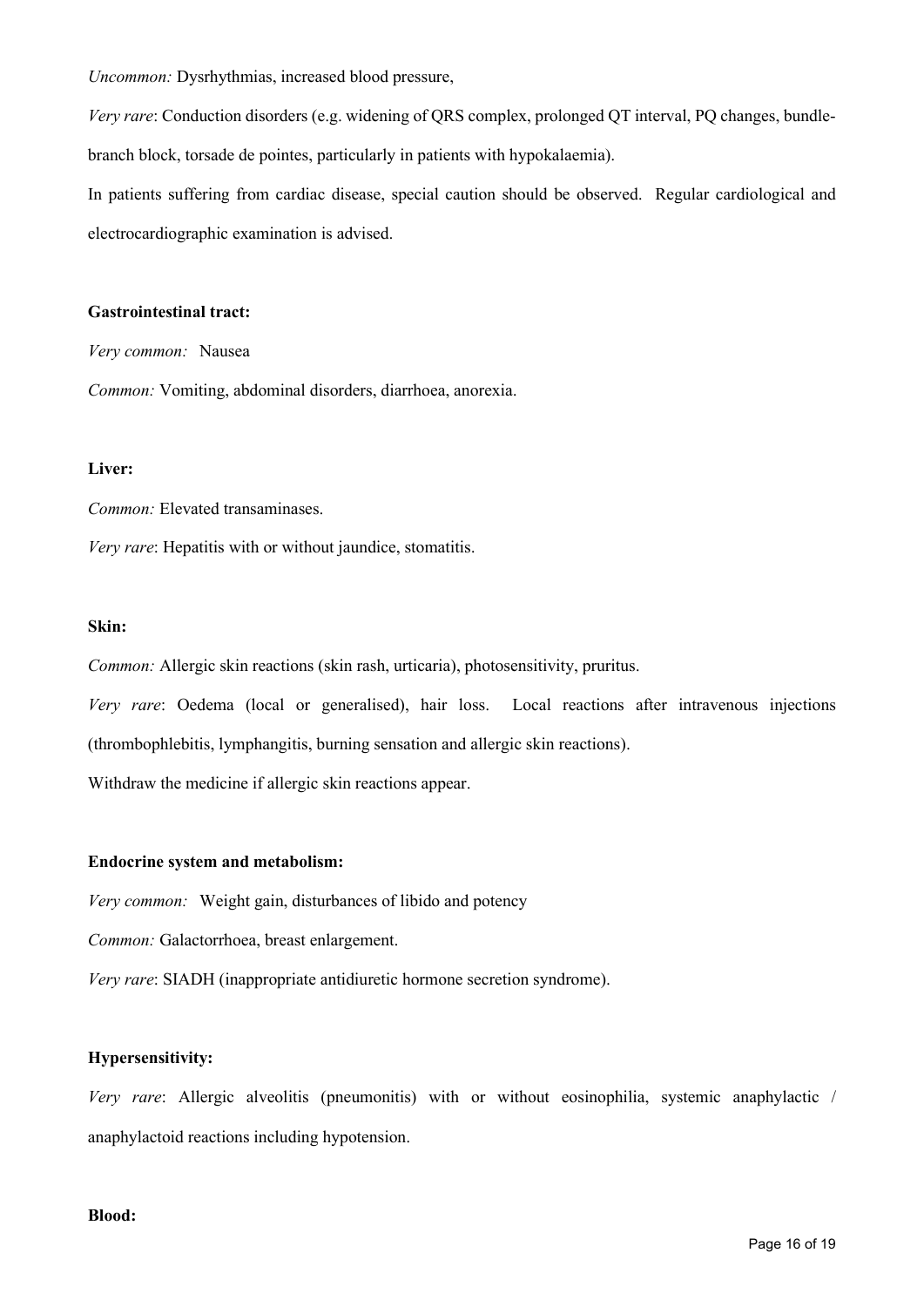*Uncommon:* Dysrhythmias, increased blood pressure,

*Very rare*: Conduction disorders (e.g. widening of QRS complex, prolonged QT interval, PQ changes, bundle-branch block, torsade de pointes, particularly in patients with hypokalaemia).

In patients suffering from cardiac disease, special caution should be observed. Regular cardiological and electrocardiographic examination is advised.

**Gastrointestinal tract:**

*Very common:* Nausea

*Common:* Vomiting, abdominal disorders, diarrhoea, anorexia.

**Liver:**

*Common:* Elevated transaminases.

*Very rare*: Hepatitis with or without jaundice, stomatitis.

**Skin:**

*Common:* Allergic skin reactions (skin rash, urticaria), photosensitivity, pruritus.

*Very rare*: Oedema (local or generalised), hair loss. Local reactions after intravenous injections (thrombophlebitis, lymphangitis, burning sensation and allergic skin reactions).

Withdraw the medicine if allergic skin reactions appear.

**Endocrine system and metabolism:**

*Very common:* Weight gain, disturbances of libido and potency

*Common:* Galactorrhoea, breast enlargement.

*Very rare*: SIADH (inappropriate antidiuretic hormone secretion syndrome).

**Hypersensitivity:**

*Very rare*: Allergic alveolitis (pneumonitis) with or without eosinophilia, systemic anaphylactic / anaphylactoid reactions including hypotension.

**Blood:**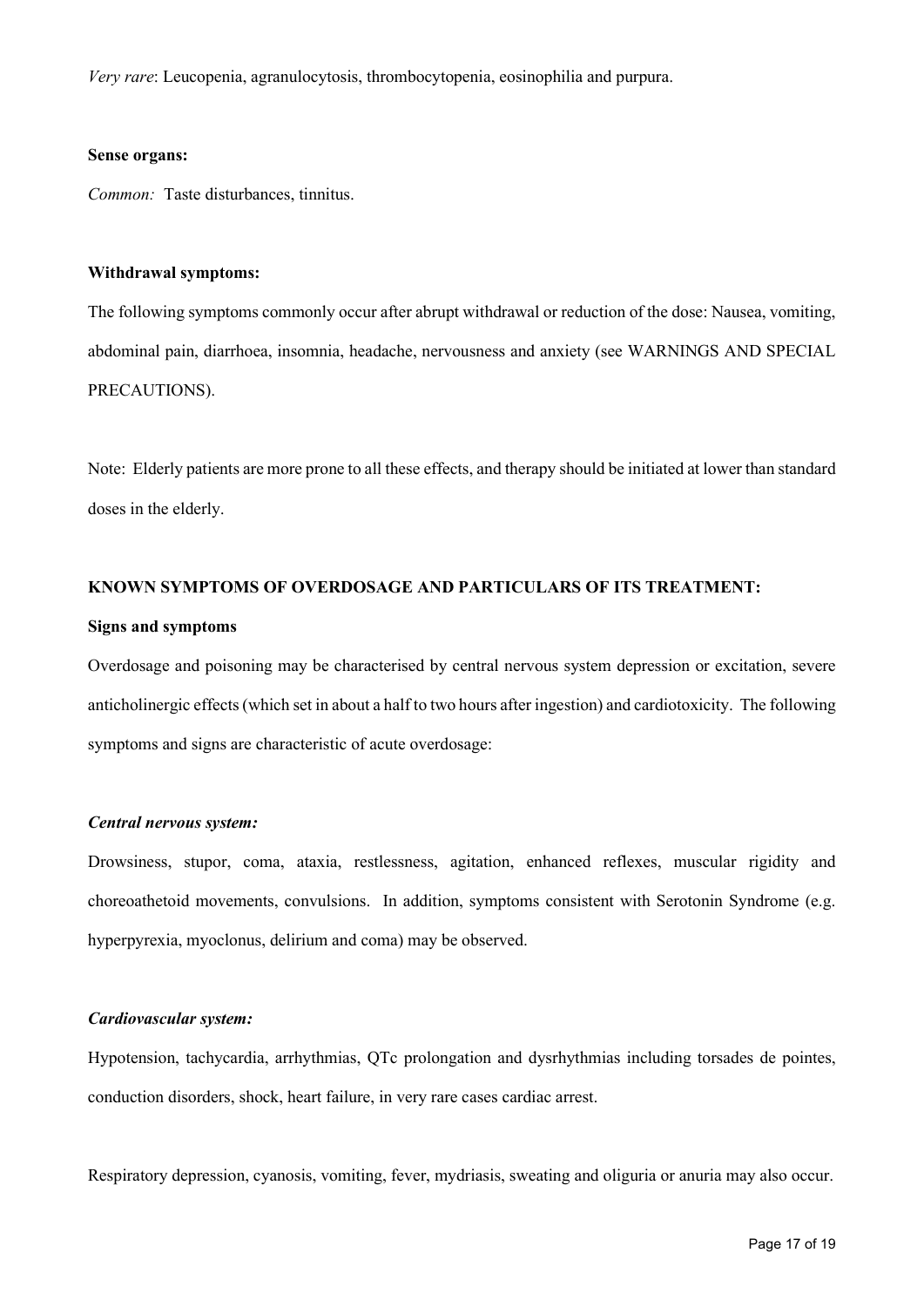*Very rare*: Leucopenia, agranulocytosis, thrombocytopenia, eosinophilia and purpura.

**Sense organs:**

*Common:* Taste disturbances, tinnitus.

**Withdrawal symptoms:**

The following symptoms commonly occur after abrupt withdrawal or reduction of the dose: Nausea, vomiting, abdominal pain, diarrhoea, insomnia, headache, nervousness and anxiety (see WARNINGS AND SPECIAL PRECAUTIONS).

Note: Elderly patients are more prone to all these effects, and therapy should be initiated at lower than standard doses in the elderly.

**KNOWN SYMPTOMS OF OVERDOSAGE AND PARTICULARS OF ITS TREATMENT:**

**Signs and symptoms**

Overdosage and poisoning may be characterised by central nervous system depression or excitation, severe anticholinergic effects (which set in about a half to two hours after ingestion) and cardiotoxicity. The following symptoms and signs are characteristic of acute overdosage:

***Central nervous system:***

Drowsiness, stupor, coma, ataxia, restlessness, agitation, enhanced reflexes, muscular rigidity and choreoathetoid movements, convulsions. In addition, symptoms consistent with Serotonin Syndrome (e.g. hyperpyrexia, myoclonus, delirium and coma) may be observed.

***Cardiovascular system:***

Hypotension, tachycardia, arrhythmias, QTc prolongation and dysrhythmias including torsades de pointes, conduction disorders, shock, heart failure, in very rare cases cardiac arrest.

Respiratory depression, cyanosis, vomiting, fever, mydriasis, sweating and oliguria or anuria may also occur.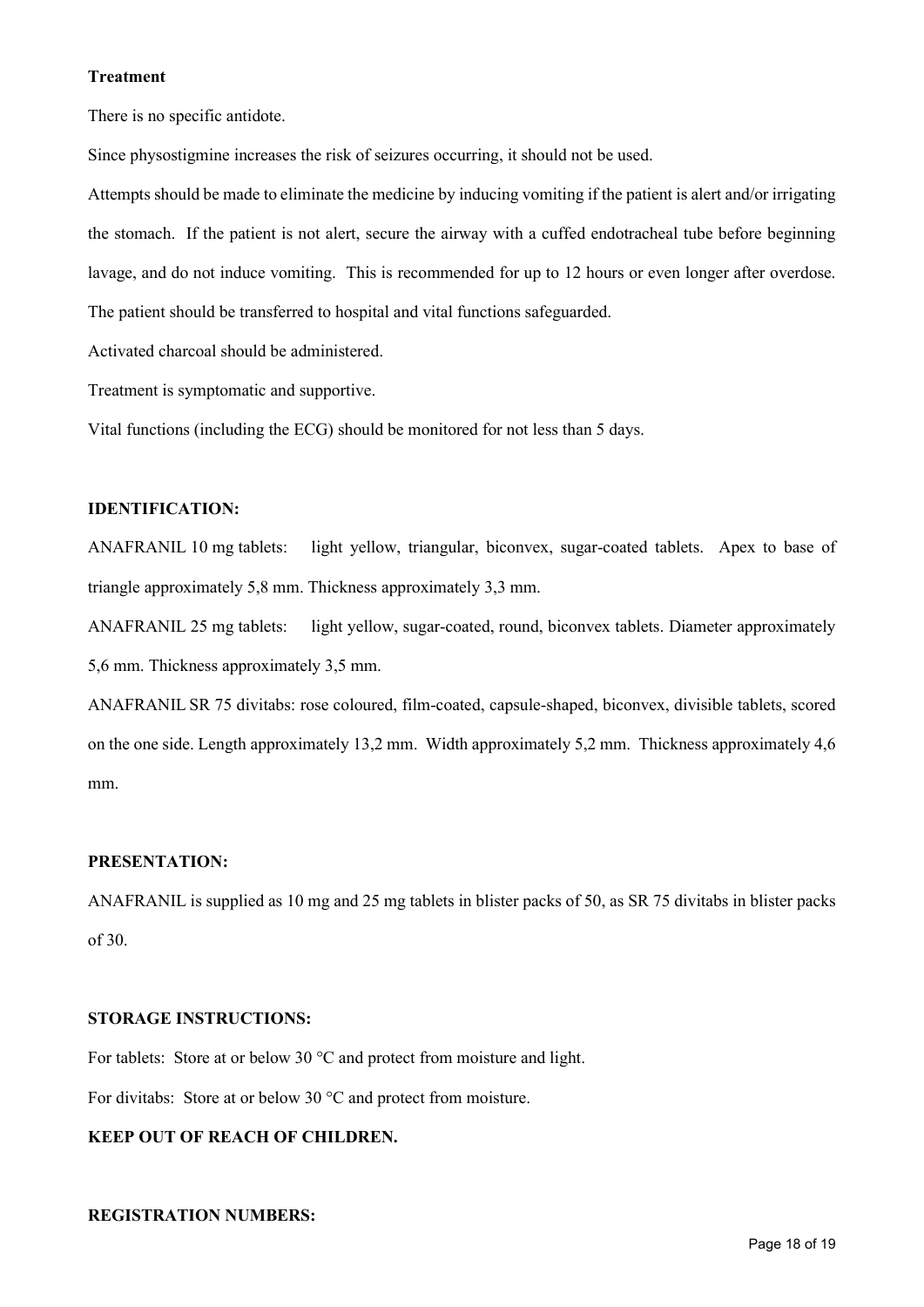**Treatment**

There is no specific antidote.

Since physostigmine increases the risk of seizures occurring, it should not be used.

Attempts should be made to eliminate the medicine by inducing vomiting if the patient is alert and/or irrigating the stomach. If the patient is not alert, secure the airway with a cuffed endotracheal tube before beginning lavage, and do not induce vomiting. This is recommended for up to 12 hours or even longer after overdose. The patient should be transferred to hospital and vital functions safeguarded.

Activated charcoal should be administered.

Treatment is symptomatic and supportive.

Vital functions (including the ECG) should be monitored for not less than 5 days.

**IDENTIFICATION:**

ANAFRANIL 10 mg tablets: light yellow, triangular, biconvex, sugar-coated tablets. Apex to base of triangle approximately 5,8 mm. Thickness approximately 3,3 mm.

ANAFRANIL 25 mg tablets: light yellow, sugar-coated, round, biconvex tablets. Diameter approximately 5,6 mm. Thickness approximately 3,5 mm.

ANAFRANIL SR 75 divitabs: rose coloured, film-coated, capsule-shaped, biconvex, divisible tablets, scored on the one side. Length approximately 13,2 mm. Width approximately 5,2 mm. Thickness approximately 4,6 mm.

**PRESENTATION:**

ANAFRANIL is supplied as 10 mg and 25 mg tablets in blister packs of 50, as SR 75 divitabs in blister packs of 30.

**STORAGE INSTRUCTIONS:**

For tablets: Store at or below 30 °C and protect from moisture and light.

For divitabs: Store at or below 30 °C and protect from moisture.

**KEEP OUT OF REACH OF CHILDREN.**

**REGISTRATION NUMBERS:**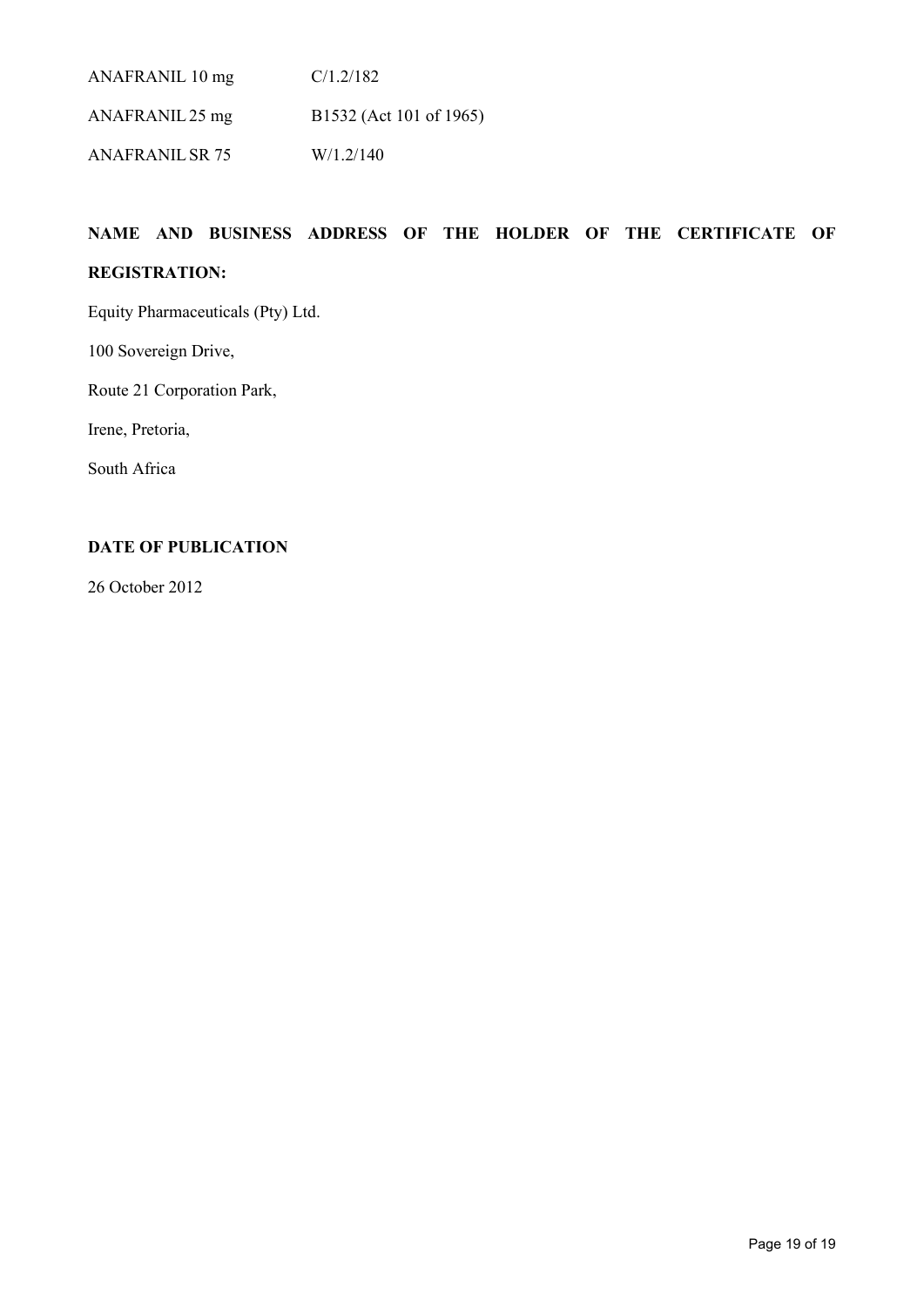| | |
|---|---|
| ANAFRANIL 10 mg | C/1.2/182 |
| ANAFRANIL 25 mg | B1532 (Act 101 of 1965) |
| ANAFRANIL SR 75 | W/1.2/140 |

**NAME AND BUSINESS ADDRESS OF THE HOLDER OF THE CERTIFICATE OF REGISTRATION:**

Equity Pharmaceuticals (Pty) Ltd.

100 Sovereign Drive,

Route 21 Corporation Park,

Irene, Pretoria,

South Africa

**DATE OF PUBLICATION**

26 October 2012